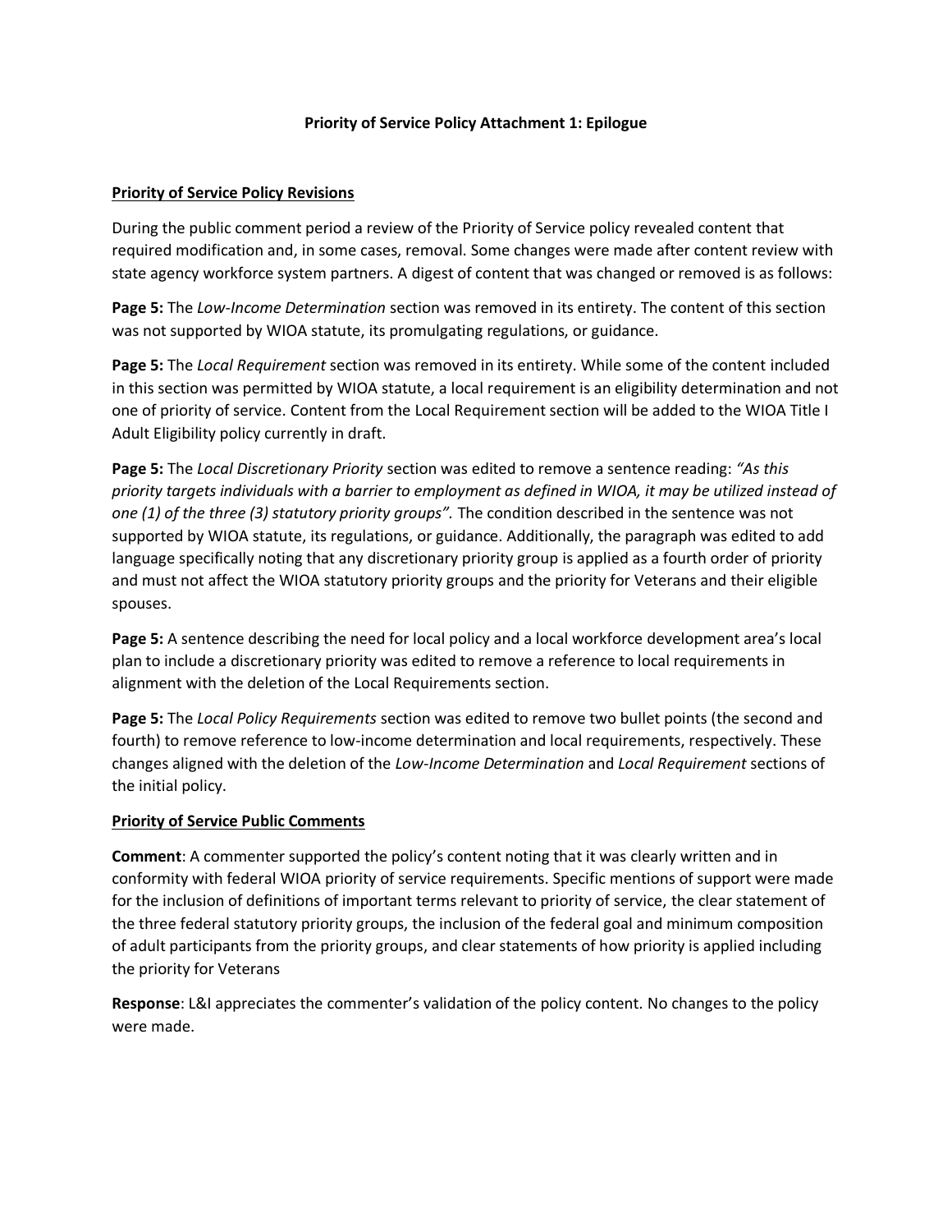# Priority of Service Policy Attachment 1: Epilogue

## Priority of Service Policy Revisions

During the public comment period a review of the Priority of Service policy revealed content that required modification and, in some cases, removal. Some changes were made after content review with state agency workforce system partners. A digest of content that was changed or removed is as follows:

**Page 5:** The *Low-Income Determination* section was removed in its entirety. The content of this section was not supported by WIOA statute, its promulgating regulations, or guidance.

**Page 5:** The *Local Requirement* section was removed in its entirety. While some of the content included in this section was permitted by WIOA statute, a local requirement is an eligibility determination and not one of priority of service. Content from the Local Requirement section will be added to the WIOA Title I Adult Eligibility policy currently in draft.

**Page 5:** The *Local Discretionary Priority* section was edited to remove a sentence reading: *"As this priority targets individuals with a barrier to employment as defined in WIOA, it may be utilized instead of one (1) of the three (3) statutory priority groups".* The condition described in the sentence was not supported by WIOA statute, its regulations, or guidance. Additionally, the paragraph was edited to add language specifically noting that any discretionary priority group is applied as a fourth order of priority and must not affect the WIOA statutory priority groups and the priority for Veterans and their eligible spouses.

**Page 5:** A sentence describing the need for local policy and a local workforce development area's local plan to include a discretionary priority was edited to remove a reference to local requirements in alignment with the deletion of the Local Requirements section.

**Page 5:** The *Local Policy Requirements* section was edited to remove two bullet points (the second and fourth) to remove reference to low-income determination and local requirements, respectively. These changes aligned with the deletion of the *Low-Income Determination* and *Local Requirement* sections of the initial policy.

## Priority of Service Public Comments

**Comment**: A commenter supported the policy's content noting that it was clearly written and in conformity with federal WIOA priority of service requirements. Specific mentions of support were made for the inclusion of definitions of important terms relevant to priority of service, the clear statement of the three federal statutory priority groups, the inclusion of the federal goal and minimum composition of adult participants from the priority groups, and clear statements of how priority is applied including the priority for Veterans

**Response**: L&I appreciates the commenter's validation of the policy content. No changes to the policy were made.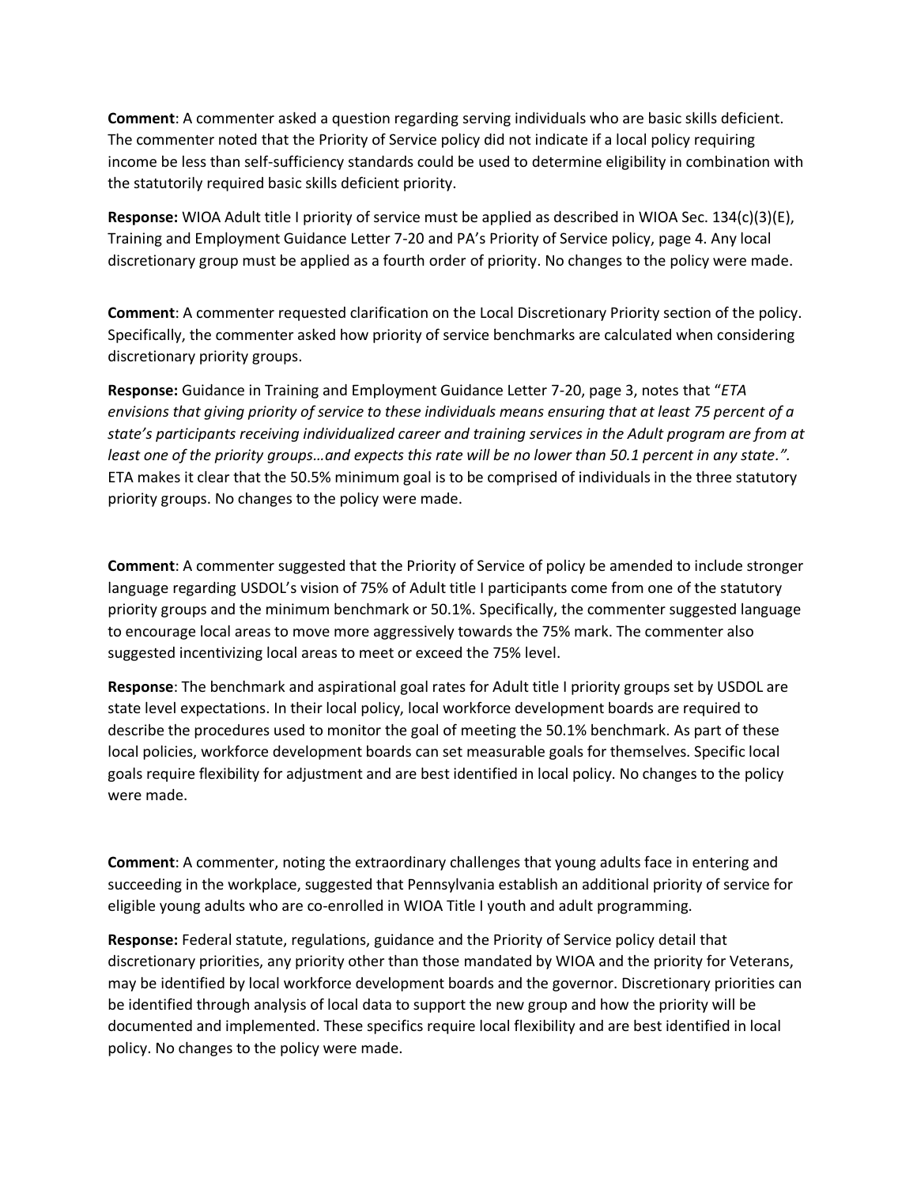**Comment**: A commenter asked a question regarding serving individuals who are basic skills deficient. The commenter noted that the Priority of Service policy did not indicate if a local policy requiring income be less than self-sufficiency standards could be used to determine eligibility in combination with the statutorily required basic skills deficient priority.

**Response:** WIOA Adult title I priority of service must be applied as described in WIOA Sec. 134(c)(3)(E), Training and Employment Guidance Letter 7-20 and PA's Priority of Service policy, page 4. Any local discretionary group must be applied as a fourth order of priority. No changes to the policy were made.

**Comment**: A commenter requested clarification on the Local Discretionary Priority section of the policy. Specifically, the commenter asked how priority of service benchmarks are calculated when considering discretionary priority groups.

**Response:** Guidance in Training and Employment Guidance Letter 7-20, page 3, notes that "*ETA envisions that giving priority of service to these individuals means ensuring that at least 75 percent of a state's participants receiving individualized career and training services in the Adult program are from at least one of the priority groups…and expects this rate will be no lower than 50.1 percent in any state*.". ETA makes it clear that the 50.5% minimum goal is to be comprised of individuals in the three statutory priority groups. No changes to the policy were made.

**Comment**: A commenter suggested that the Priority of Service of policy be amended to include stronger language regarding USDOL's vision of 75% of Adult title I participants come from one of the statutory priority groups and the minimum benchmark or 50.1%. Specifically, the commenter suggested language to encourage local areas to move more aggressively towards the 75% mark. The commenter also suggested incentivizing local areas to meet or exceed the 75% level.

**Response**: The benchmark and aspirational goal rates for Adult title I priority groups set by USDOL are state level expectations. In their local policy, local workforce development boards are required to describe the procedures used to monitor the goal of meeting the 50.1% benchmark. As part of these local policies, workforce development boards can set measurable goals for themselves. Specific local goals require flexibility for adjustment and are best identified in local policy. No changes to the policy were made.

**Comment**: A commenter, noting the extraordinary challenges that young adults face in entering and succeeding in the workplace, suggested that Pennsylvania establish an additional priority of service for eligible young adults who are co-enrolled in WIOA Title I youth and adult programming.

**Response:** Federal statute, regulations, guidance and the Priority of Service policy detail that discretionary priorities, any priority other than those mandated by WIOA and the priority for Veterans, may be identified by local workforce development boards and the governor. Discretionary priorities can be identified through analysis of local data to support the new group and how the priority will be documented and implemented. These specifics require local flexibility and are best identified in local policy. No changes to the policy were made.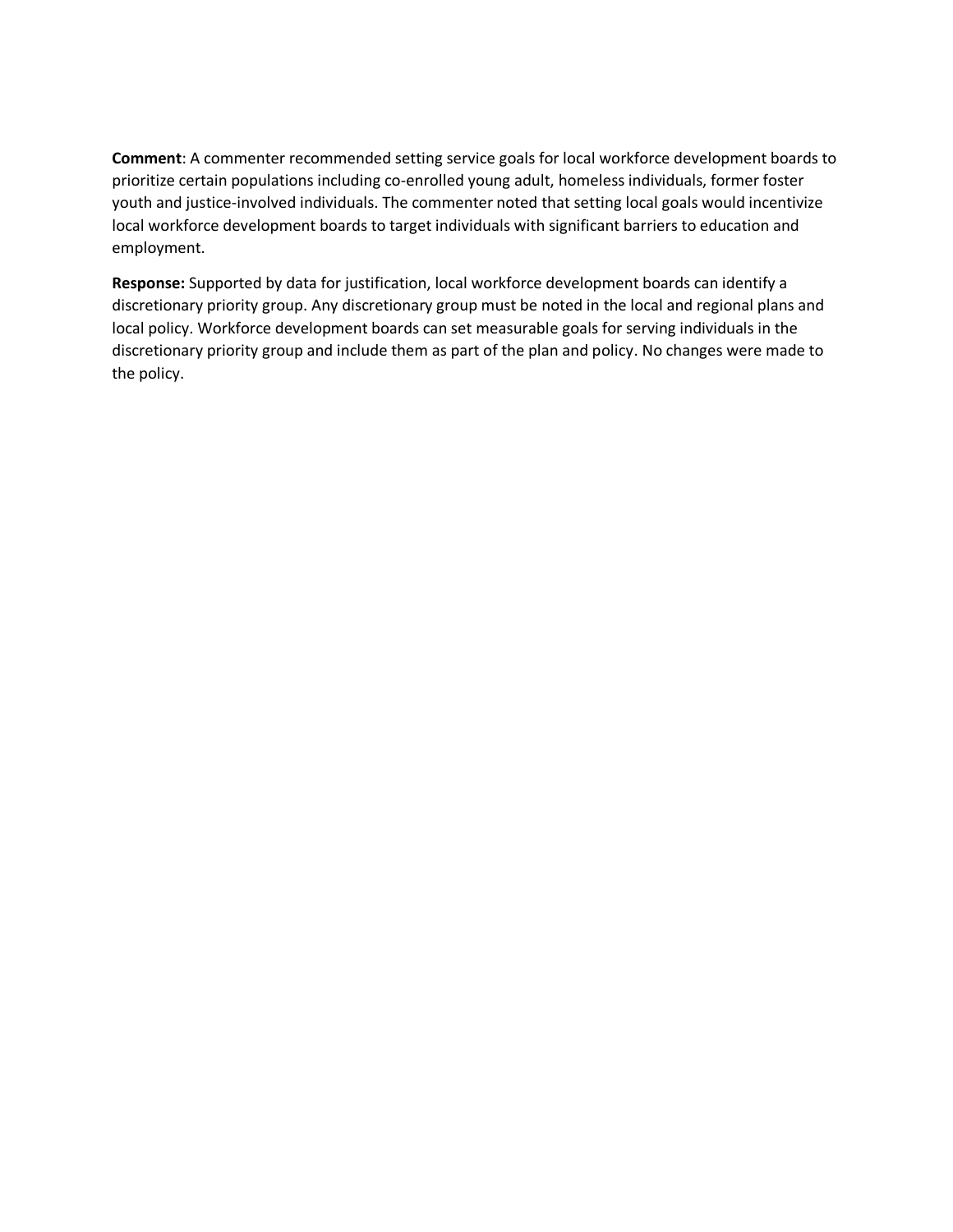**Comment**: A commenter recommended setting service goals for local workforce development boards to prioritize certain populations including co-enrolled young adult, homeless individuals, former foster youth and justice-involved individuals. The commenter noted that setting local goals would incentivize local workforce development boards to target individuals with significant barriers to education and employment.

**Response:** Supported by data for justification, local workforce development boards can identify a discretionary priority group. Any discretionary group must be noted in the local and regional plans and local policy. Workforce development boards can set measurable goals for serving individuals in the discretionary priority group and include them as part of the plan and policy. No changes were made to the policy.